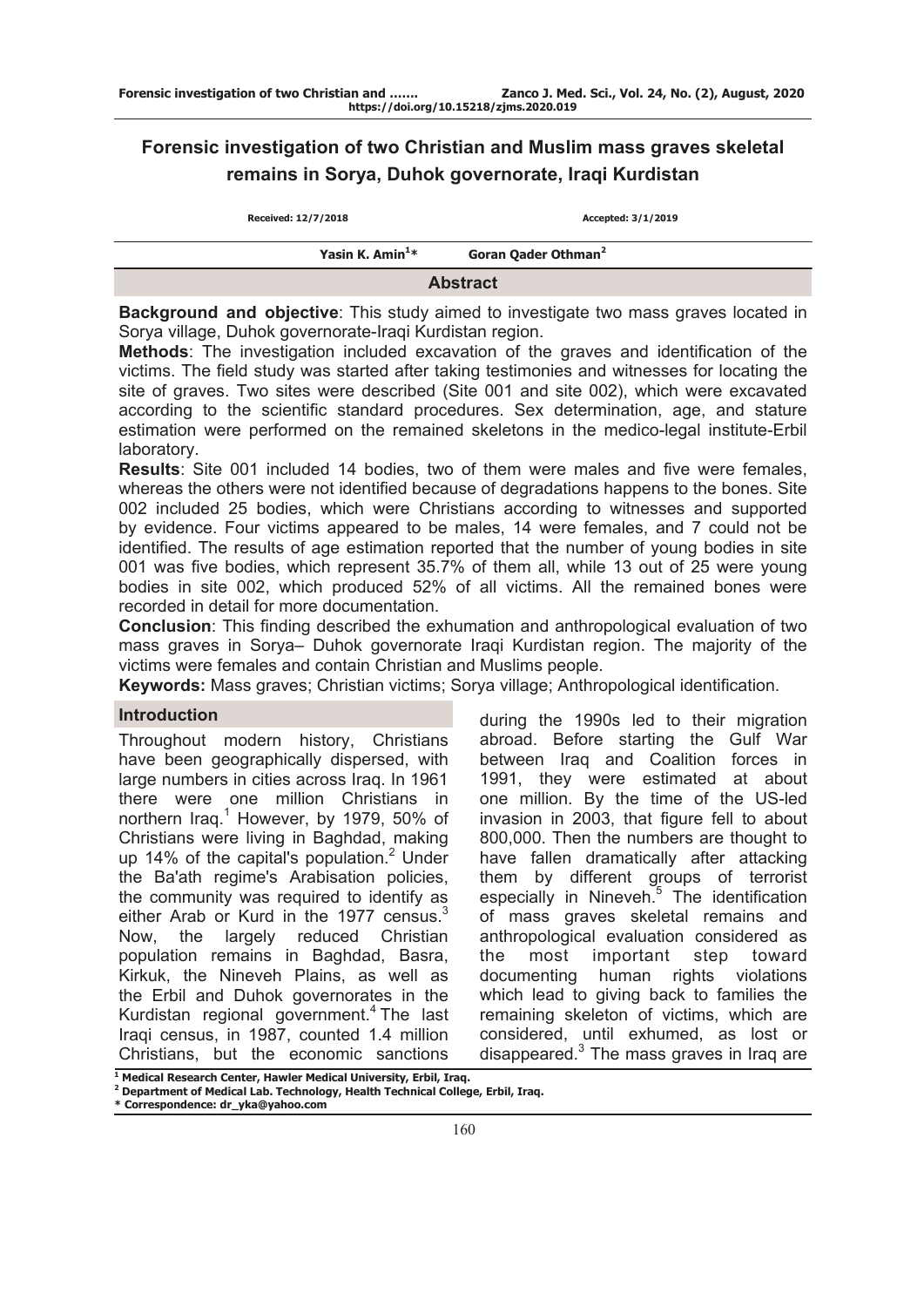# Forensic investigation of two Christian and Muslim mass graves skeletal remains in Sorya, Duhok governorate, Iraqi Kurdistan

Received: 12/7/2018 Accepted: 3/1/2019

Yasin K. Amin[1]* Goran Qader Othman[2]

## Abstract

**Background and objective**: This study aimed to investigate two mass graves located in Sorya village, Duhok governorate-Iraqi Kurdistan region.

**Methods**: The investigation included excavation of the graves and identification of the victims. The field study was started after taking testimonies and witnesses for locating the site of graves. Two sites were described (Site 001 and site 002), which were excavated according to the scientific standard procedures. Sex determination, age, and stature estimation were performed on the remained skeletons in the medico-legal institute-Erbil laboratory.

**Results**: Site 001 included 14 bodies, two of them were males and five were females, whereas the others were not identified because of degradations happens to the bones. Site 002 included 25 bodies, which were Christians according to witnesses and supported by evidence. Four victims appeared to be males, 14 were females, and 7 could not be identified. The results of age estimation reported that the number of young bodies in site 001 was five bodies, which represent 35.7% of them all, while 13 out of 25 were young bodies in site 002, which produced 52% of all victims. All the remained bones were recorded in detail for more documentation.

**Conclusion**: This finding described the exhumation and anthropological evaluation of two mass graves in Sorya– Duhok governorate Iraqi Kurdistan region. The majority of the victims were females and contain Christian and Muslims people.

**Keywords:** Mass graves; Christian victims; Sorya village; Anthropological identification.

## Introduction

Throughout modern history, Christians have been geographically dispersed, with large numbers in cities across Iraq. In 1961 there were one million Christians in northern Iraq.[1] However, by 1979, 50% of Christians were living in Baghdad, making up 14% of the capital's population.[2] Under the Ba'ath regime's Arabisation policies, the community was required to identify as either Arab or Kurd in the 1977 census.[3] Now, the largely reduced Christian population remains in Baghdad, Basra, Kirkuk, the Nineveh Plains, as well as the Erbil and Duhok governorates in the Kurdistan regional government.[4] The last Iraqi census, in 1987, counted 1.4 million Christians, but the economic sanctions during the 1990s led to their migration abroad. Before starting the Gulf War between Iraq and Coalition forces in 1991, they were estimated at about one million. By the time of the US-led invasion in 2003, that figure fell to about 800,000. Then the numbers are thought to have fallen dramatically after attacking them by different groups of terrorist especially in Nineveh.[5] The identification of mass graves skeletal remains and anthropological evaluation considered as the most important step toward documenting human rights violations which lead to giving back to families the remaining skeleton of victims, which are considered, until exhumed, as lost or disappeared.[3] The mass graves in Iraq are

[1] Medical Research Center, Hawler Medical University, Erbil, Iraq.
[2] Department of Medical Lab. Technology, Health Technical College, Erbil, Iraq.
* Correspondence: dr_yka@yahoo.com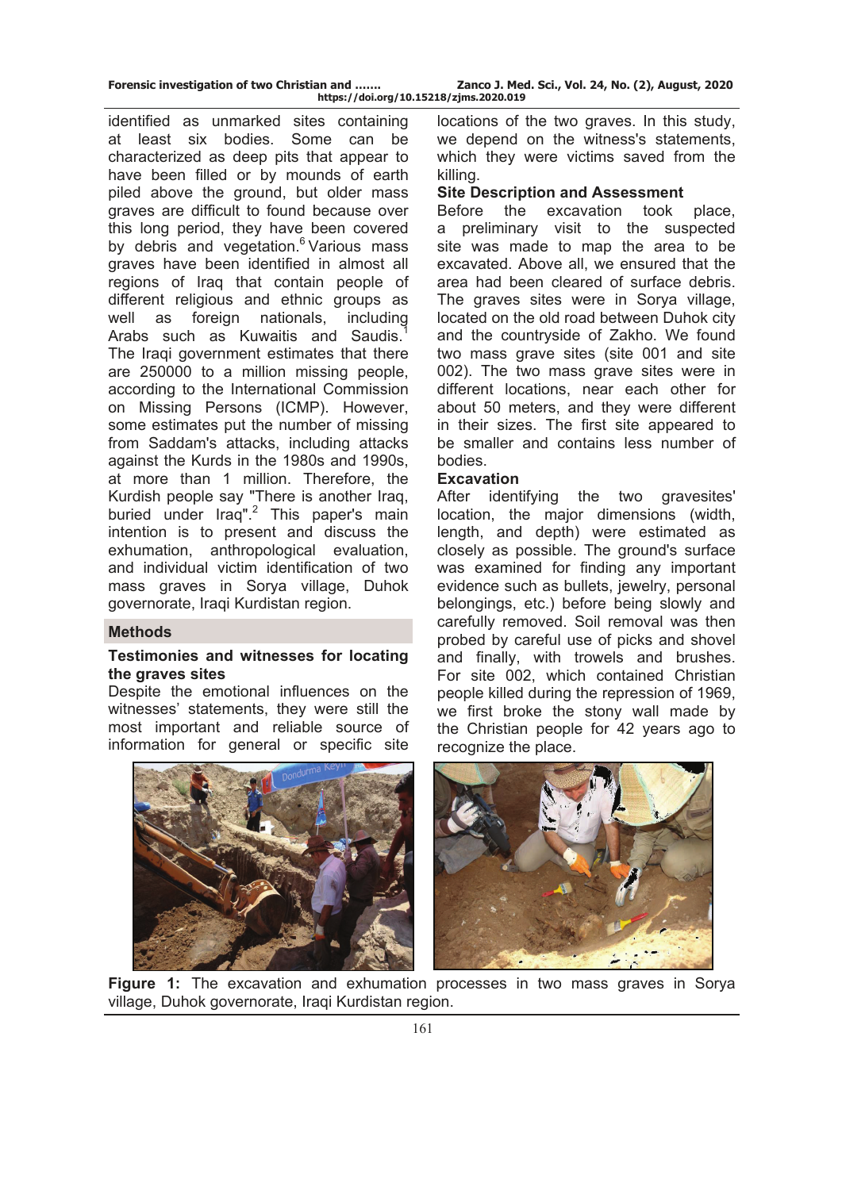identified as unmarked sites containing at least six bodies. Some can be characterized as deep pits that appear to have been filled or by mounds of earth piled above the ground, but older mass graves are difficult to found because over this long period, they have been covered by debris and vegetation.[6] Various mass graves have been identified in almost all regions of Iraq that contain people of different religious and ethnic groups as well as foreign nationals, including Arabs such as Kuwaitis and Saudis.[1] The Iraqi government estimates that there are 250000 to a million missing people, according to the International Commission on Missing Persons (ICMP). However, some estimates put the number of missing from Saddam's attacks, including attacks against the Kurds in the 1980s and 1990s, at more than 1 million. Therefore, the Kurdish people say "There is another Iraq, buried under Iraq".[2] This paper's main intention is to present and discuss the exhumation, anthropological evaluation, and individual victim identification of two mass graves in Sorya village, Duhok governorate, Iraqi Kurdistan region.

## Methods

### Testimonies and witnesses for locating the graves sites

Despite the emotional influences on the witnesses' statements, they were still the most important and reliable source of information for general or specific site locations of the two graves. In this study, we depend on the witness's statements, which they were victims saved from the killing.

### Site Description and Assessment

Before the excavation took place, a preliminary visit to the suspected site was made to map the area to be excavated. Above all, we ensured that the area had been cleared of surface debris. The graves sites were in Sorya village, located on the old road between Duhok city and the countryside of Zakho. We found two mass grave sites (site 001 and site 002). The two mass grave sites were in different locations, near each other for about 50 meters, and they were different in their sizes. The first site appeared to be smaller and contains less number of bodies.

### Excavation

After identifying the two gravesites' location, the major dimensions (width, length, and depth) were estimated as closely as possible. The ground's surface was examined for finding any important evidence such as bullets, jewelry, personal belongings, etc.) before being slowly and carefully removed. Soil removal was then probed by careful use of picks and shovel and finally, with trowels and brushes. For site 002, which contained Christian people killed during the repression of 1969, we first broke the stony wall made by the Christian people for 42 years ago to recognize the place.

**Figure 1:** The excavation and exhumation processes in two mass graves in Sorya village, Duhok governorate, Iraqi Kurdistan region.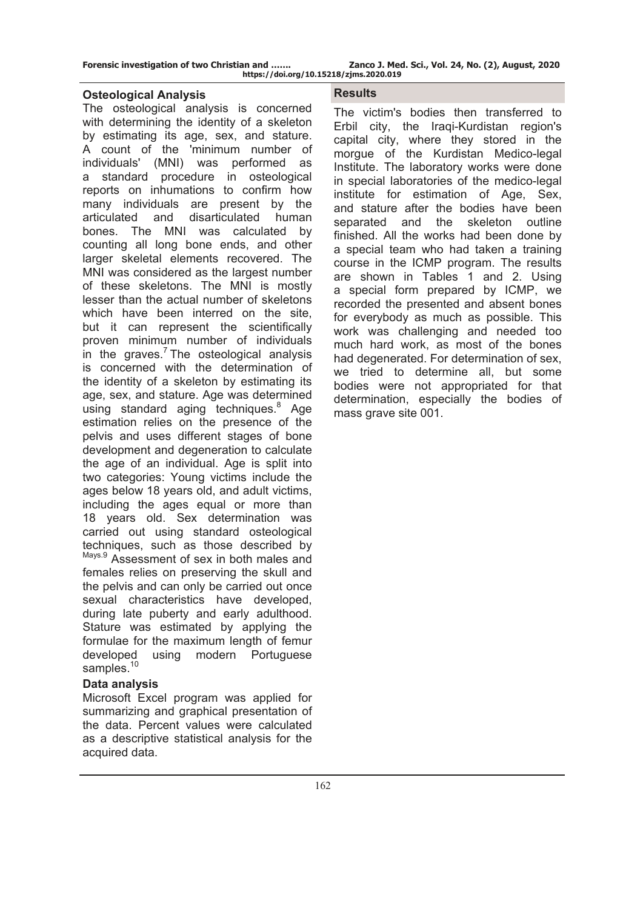### Osteological Analysis

The osteological analysis is concerned with determining the identity of a skeleton by estimating its age, sex, and stature. A count of the 'minimum number of individuals' (MNI) was performed as a standard procedure in osteological reports on inhumations to confirm how many individuals are present by the articulated and disarticulated human bones. The MNI was calculated by counting all long bone ends, and other larger skeletal elements recovered. The MNI was considered as the largest number of these skeletons. The MNI is mostly lesser than the actual number of skeletons which have been interred on the site, but it can represent the scientifically proven minimum number of individuals in the graves.[7] The osteological analysis is concerned with the determination of the identity of a skeleton by estimating its age, sex, and stature. Age was determined using standard aging techniques.[8] Age estimation relies on the presence of the pelvis and uses different stages of bone development and degeneration to calculate the age of an individual. Age is split into two categories: Young victims include the ages below 18 years old, and adult victims, including the ages equal or more than 18 years old. Sex determination was carried out using standard osteological techniques, such as those described by [Mays.9] Assessment of sex in both males and females relies on preserving the skull and the pelvis and can only be carried out once sexual characteristics have developed, during late puberty and early adulthood. Stature was estimated by applying the formulae for the maximum length of femur developed using modern Portuguese samples.[10]

### Data analysis

Microsoft Excel program was applied for summarizing and graphical presentation of the data. Percent values were calculated as a descriptive statistical analysis for the acquired data.

## Results

The victim's bodies then transferred to Erbil city, the Iraqi-Kurdistan region's capital city, where they stored in the morgue of the Kurdistan Medico-legal Institute. The laboratory works were done in special laboratories of the medico-legal institute for estimation of Age, Sex, and stature after the bodies have been separated and the skeleton outline finished. All the works had been done by a special team who had taken a training course in the ICMP program. The results are shown in Tables 1 and 2. Using a special form prepared by ICMP, we recorded the presented and absent bones for everybody as much as possible. This work was challenging and needed too much hard work, as most of the bones had degenerated. For determination of sex, we tried to determine all, but some bodies were not appropriated for that determination, especially the bodies of mass grave site 001.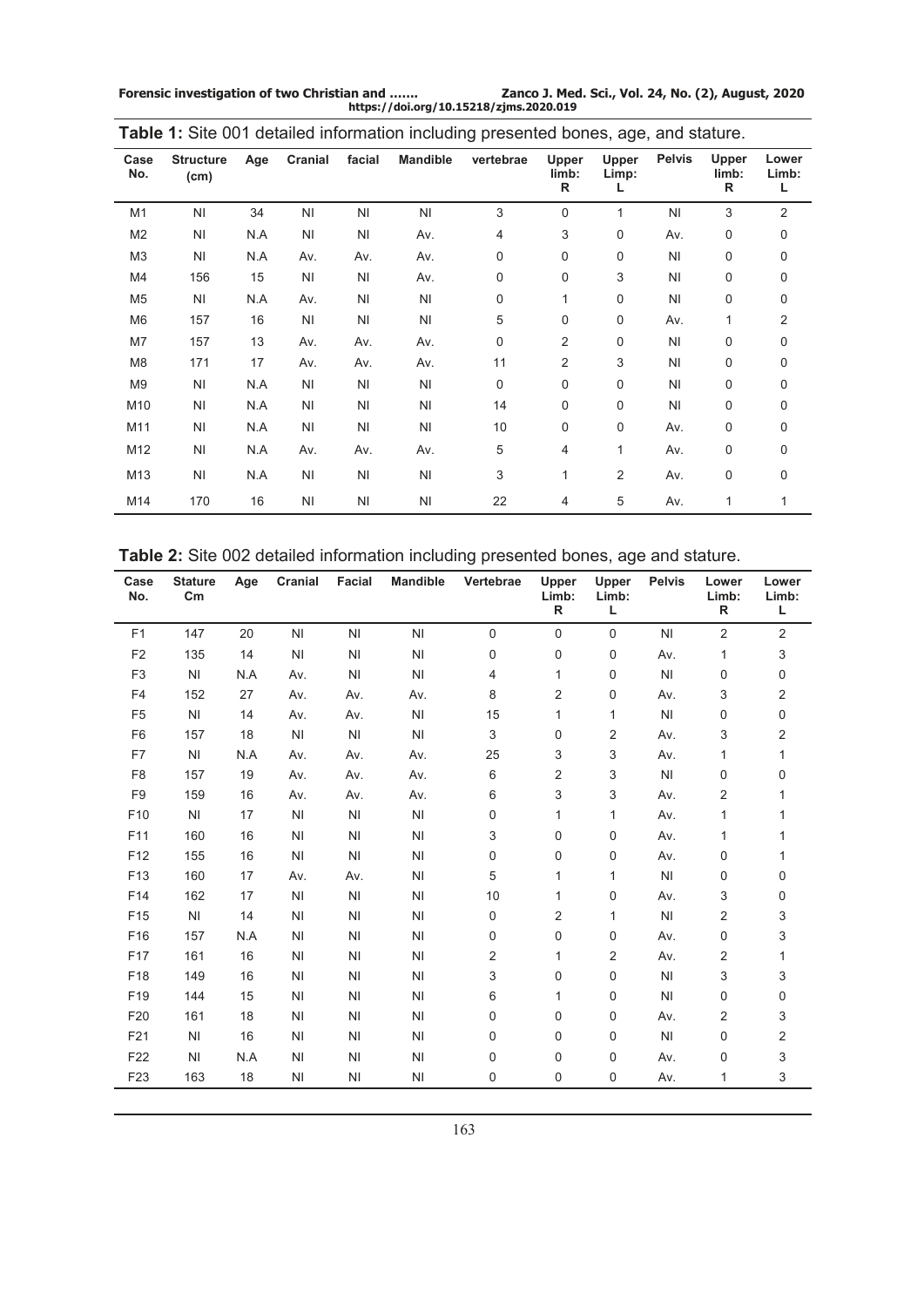**Table 1:** Site 001 detailed information including presented bones, age, and stature.

| Case No. | Structure (cm) | Age | Cranial | facial | Mandible | vertebrae | Upper limb: R | Upper Limp: L | Pelvis | Upper limb: R | Lower Limb: L |
|---|---|---|---|---|---|---|---|---|---|---|---|
| M1 | NI | 34 | NI | NI | NI | 3 | 0 | 1 | NI | 3 | 2 |
| M2 | NI | N.A | NI | NI | Av. | 4 | 3 | 0 | Av. | 0 | 0 |
| M3 | NI | N.A | Av. | Av. | Av. | 0 | 0 | 0 | NI | 0 | 0 |
| M4 | 156 | 15 | NI | NI | Av. | 0 | 0 | 3 | NI | 0 | 0 |
| M5 | NI | N.A | Av. | NI | NI | 0 | 1 | 0 | NI | 0 | 0 |
| M6 | 157 | 16 | NI | NI | NI | 5 | 0 | 0 | Av. | 1 | 2 |
| M7 | 157 | 13 | Av. | Av. | Av. | 0 | 2 | 0 | NI | 0 | 0 |
| M8 | 171 | 17 | Av. | Av. | Av. | 11 | 2 | 3 | NI | 0 | 0 |
| M9 | NI | N.A | NI | NI | NI | 0 | 0 | 0 | NI | 0 | 0 |
| M10 | NI | N.A | NI | NI | NI | 14 | 0 | 0 | NI | 0 | 0 |
| M11 | NI | N.A | NI | NI | NI | 10 | 0 | 0 | Av. | 0 | 0 |
| M12 | NI | N.A | Av. | Av. | Av. | 5 | 4 | 1 | Av. | 0 | 0 |
| M13 | NI | N.A | NI | NI | NI | 3 | 1 | 2 | Av. | 0 | 0 |
| M14 | 170 | 16 | NI | NI | NI | 22 | 4 | 5 | Av. | 1 | 1 |

**Table 2:** Site 002 detailed information including presented bones, age and stature.

| Case No. | Stature Cm | Age | Cranial | Facial | Mandible | Vertebrae | Upper Limb: R | Upper Limb: L | Pelvis | Lower Limb: R | Lower Limb: L |
|---|---|---|---|---|---|---|---|---|---|---|---|
| F1 | 147 | 20 | NI | NI | NI | 0 | 0 | 0 | NI | 2 | 2 |
| F2 | 135 | 14 | NI | NI | NI | 0 | 0 | 0 | Av. | 1 | 3 |
| F3 | NI | N.A | Av. | NI | NI | 4 | 1 | 0 | NI | 0 | 0 |
| F4 | 152 | 27 | Av. | Av. | Av. | 8 | 2 | 0 | Av. | 3 | 2 |
| F5 | NI | 14 | Av. | Av. | NI | 15 | 1 | 1 | NI | 0 | 0 |
| F6 | 157 | 18 | NI | NI | NI | 3 | 0 | 2 | Av. | 3 | 2 |
| F7 | NI | N.A | Av. | Av. | Av. | 25 | 3 | 3 | Av. | 1 | 1 |
| F8 | 157 | 19 | Av. | Av. | Av. | 6 | 2 | 3 | NI | 0 | 0 |
| F9 | 159 | 16 | Av. | Av. | Av. | 6 | 3 | 3 | Av. | 2 | 1 |
| F10 | NI | 17 | NI | NI | NI | 0 | 1 | 1 | Av. | 1 | 1 |
| F11 | 160 | 16 | NI | NI | NI | 3 | 0 | 0 | Av. | 1 | 1 |
| F12 | 155 | 16 | NI | NI | NI | 0 | 0 | 0 | Av. | 0 | 1 |
| F13 | 160 | 17 | Av. | Av. | NI | 5 | 1 | 1 | NI | 0 | 0 |
| F14 | 162 | 17 | NI | NI | NI | 10 | 1 | 0 | Av. | 3 | 0 |
| F15 | NI | 14 | NI | NI | NI | 0 | 2 | 1 | NI | 2 | 3 |
| F16 | 157 | N.A | NI | NI | NI | 0 | 0 | 0 | Av. | 0 | 3 |
| F17 | 161 | 16 | NI | NI | NI | 2 | 1 | 2 | Av. | 2 | 1 |
| F18 | 149 | 16 | NI | NI | NI | 3 | 0 | 0 | NI | 3 | 3 |
| F19 | 144 | 15 | NI | NI | NI | 6 | 1 | 0 | NI | 0 | 0 |
| F20 | 161 | 18 | NI | NI | NI | 0 | 0 | 0 | Av. | 2 | 3 |
| F21 | NI | 16 | NI | NI | NI | 0 | 0 | 0 | NI | 0 | 2 |
| F22 | NI | N.A | NI | NI | NI | 0 | 0 | 0 | Av. | 0 | 3 |
| F23 | 163 | 18 | NI | NI | NI | 0 | 0 | 0 | Av. | 1 | 3 |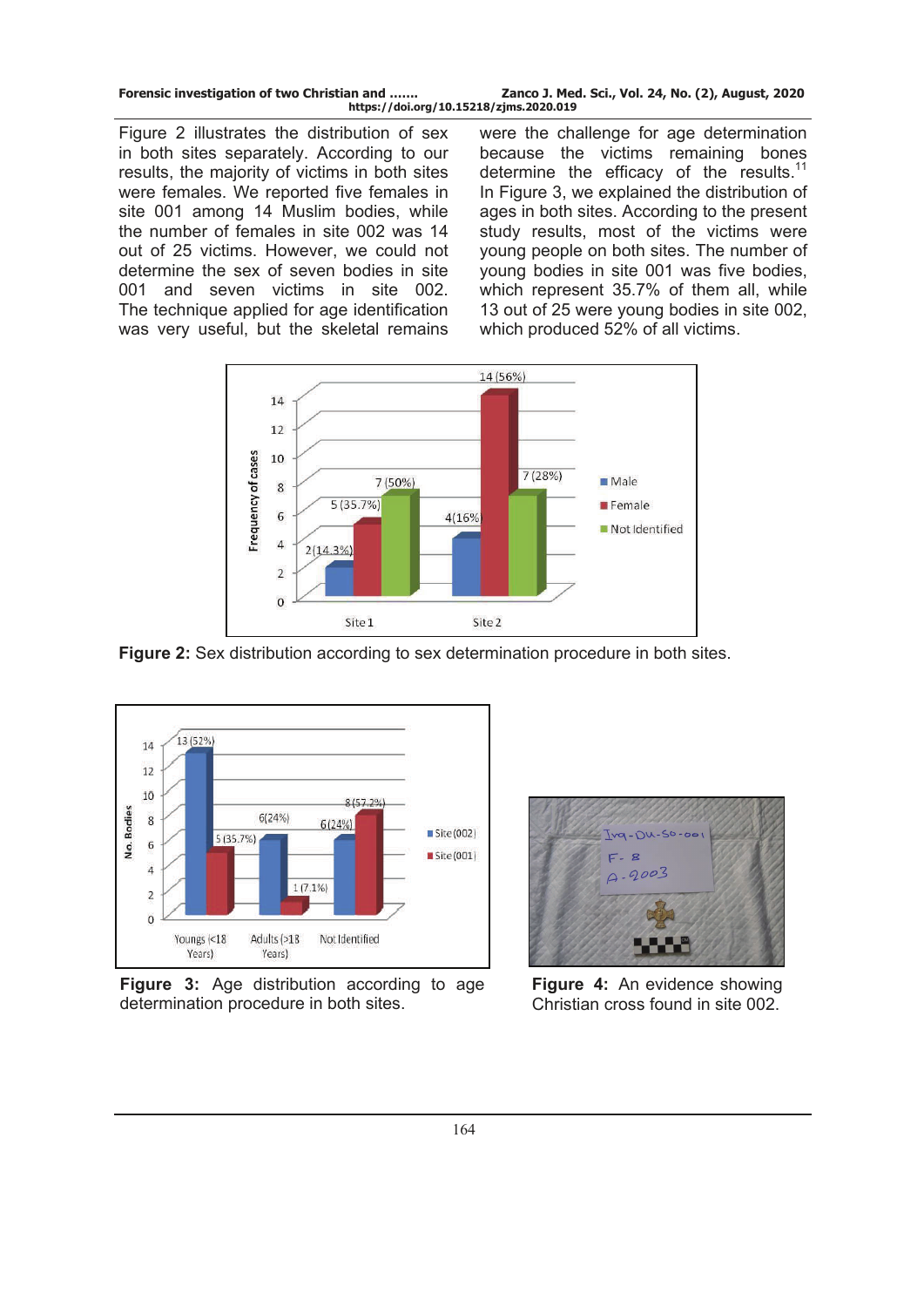Figure 2 illustrates the distribution of sex in both sites separately. According to our results, the majority of victims in both sites were females. We reported five females in site 001 among 14 Muslim bodies, while the number of females in site 002 was 14 out of 25 victims. However, we could not determine the sex of seven bodies in site 001 and seven victims in site 002. The technique applied for age identification was very useful, but the skeletal remains were the challenge for age determination because the victims remaining bones determine the efficacy of the results.[11] In Figure 3, we explained the distribution of ages in both sites. According to the present study results, most of the victims were young people on both sites. The number of young bodies in site 001 was five bodies, which represent 35.7% of them all, while 13 out of 25 were young bodies in site 002, which produced 52% of all victims.

**Figure 2:** Sex distribution according to sex determination procedure in both sites.

**Figure 3:** Age distribution according to age determination procedure in both sites.

**Figure 4:** An evidence showing Christian cross found in site 002.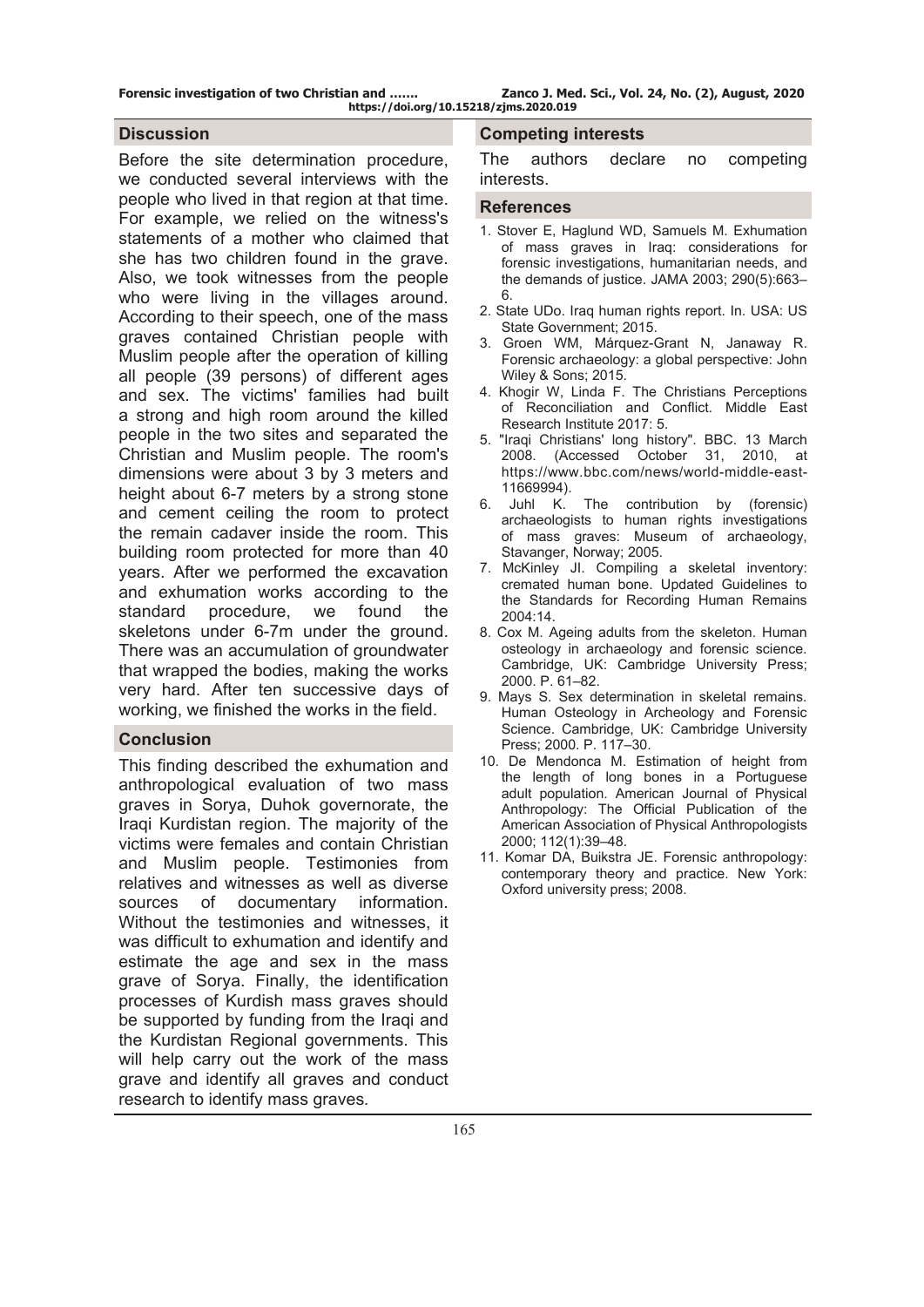## Discussion

Before the site determination procedure, we conducted several interviews with the people who lived in that region at that time. For example, we relied on the witness's statements of a mother who claimed that she has two children found in the grave. Also, we took witnesses from the people who were living in the villages around. According to their speech, one of the mass graves contained Christian people with Muslim people after the operation of killing all people (39 persons) of different ages and sex. The victims' families had built a strong and high room around the killed people in the two sites and separated the Christian and Muslim people. The room's dimensions were about 3 by 3 meters and height about 6-7 meters by a strong stone and cement ceiling the room to protect the remain cadaver inside the room. This building room protected for more than 40 years. After we performed the excavation and exhumation works according to the standard procedure, we found the skeletons under 6-7m under the ground. There was an accumulation of groundwater that wrapped the bodies, making the works very hard. After ten successive days of working, we finished the works in the field.

## Conclusion

This finding described the exhumation and anthropological evaluation of two mass graves in Sorya, Duhok governorate, the Iraqi Kurdistan region. The majority of the victims were females and contain Christian and Muslim people. Testimonies from relatives and witnesses as well as diverse sources of documentary information. Without the testimonies and witnesses, it was difficult to exhumation and identify and estimate the age and sex in the mass grave of Sorya. Finally, the identification processes of Kurdish mass graves should be supported by funding from the Iraqi and the Kurdistan Regional governments. This will help carry out the work of the mass grave and identify all graves and conduct research to identify mass graves.

## Competing interests

The authors declare no competing interests.

## References

1. Stover E, Haglund WD, Samuels M. Exhumation of mass graves in Iraq: considerations for forensic investigations, humanitarian needs, and the demands of justice. JAMA 2003; 290(5):663–6.
2. State UDo. Iraq human rights report. In. USA: US State Government; 2015.
3. Groen WM, Márquez-Grant N, Janaway R. Forensic archaeology: a global perspective: John Wiley & Sons; 2015.
4. Khogir W, Linda F. The Christians Perceptions of Reconciliation and Conflict. Middle East Research Institute 2017: 5.
5. "Iraqi Christians' long history". BBC. 13 March 2008. (Accessed October 31, 2010, at https://www.bbc.com/news/world-middle-east-11669994).
6. Juhl K. The contribution by (forensic) archaeologists to human rights investigations of mass graves: Museum of archaeology, Stavanger, Norway; 2005.
7. McKinley JI. Compiling a skeletal inventory: cremated human bone. Updated Guidelines to the Standards for Recording Human Remains 2004:14.
8. Cox M. Ageing adults from the skeleton. Human osteology in archaeology and forensic science. Cambridge, UK: Cambridge University Press; 2000. P. 61–82.
9. Mays S. Sex determination in skeletal remains. Human Osteology in Archeology and Forensic Science. Cambridge, UK: Cambridge University Press; 2000. P. 117–30.
10. De Mendonca M. Estimation of height from the length of long bones in a Portuguese adult population. American Journal of Physical Anthropology: The Official Publication of the American Association of Physical Anthropologists 2000; 112(1):39–48.
11. Komar DA, Buikstra JE. Forensic anthropology: contemporary theory and practice. New York: Oxford university press; 2008.